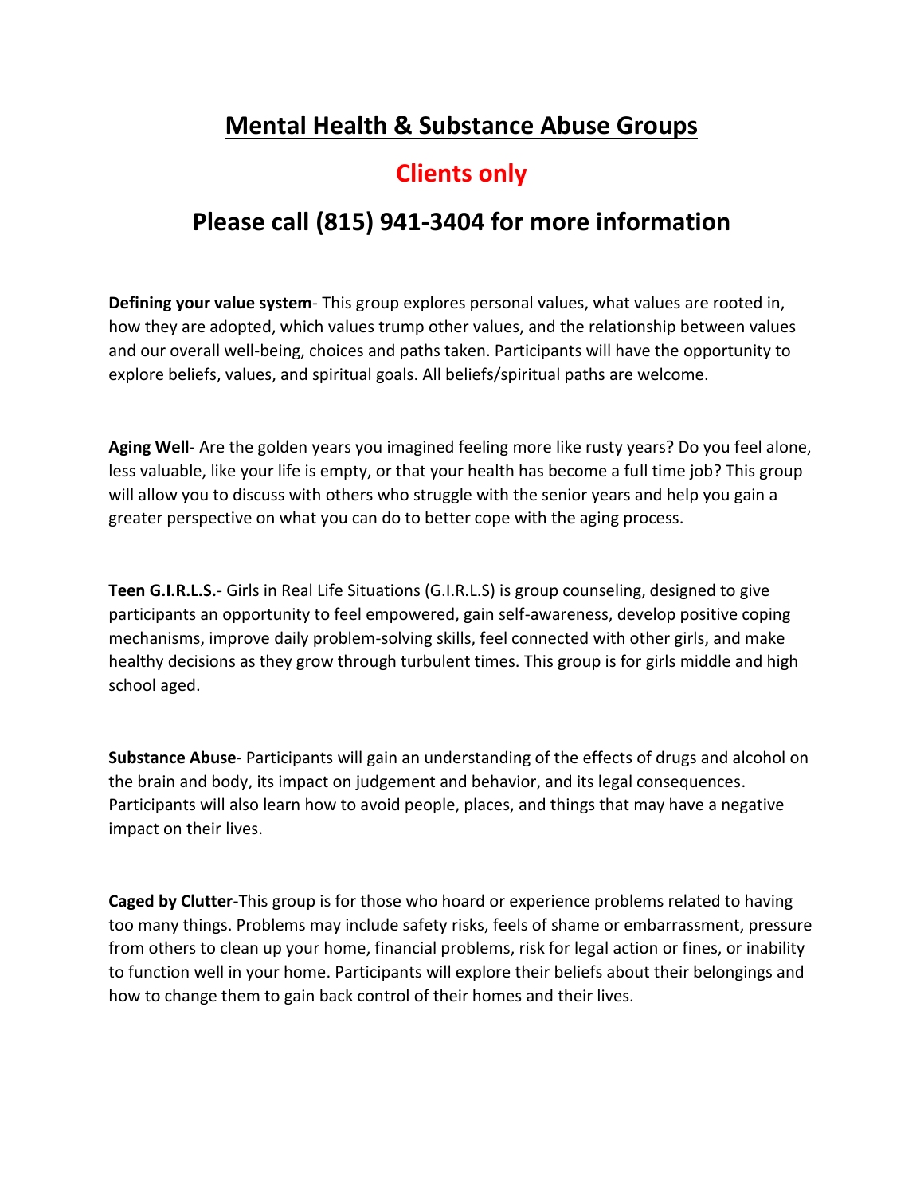# Mental Health & Substance Abuse Groups

## Clients only

## Please call (815) 941-3404 for more information

**Defining your value system**- This group explores personal values, what values are rooted in, how they are adopted, which values trump other values, and the relationship between values and our overall well-being, choices and paths taken. Participants will have the opportunity to explore beliefs, values, and spiritual goals. All beliefs/spiritual paths are welcome.

**Aging Well**- Are the golden years you imagined feeling more like rusty years? Do you feel alone, less valuable, like your life is empty, or that your health has become a full time job? This group will allow you to discuss with others who struggle with the senior years and help you gain a greater perspective on what you can do to better cope with the aging process.

**Teen G.I.R.L.S.**- Girls in Real Life Situations (G.I.R.L.S) is group counseling, designed to give participants an opportunity to feel empowered, gain self-awareness, develop positive coping mechanisms, improve daily problem-solving skills, feel connected with other girls, and make healthy decisions as they grow through turbulent times. This group is for girls middle and high school aged.

**Substance Abuse**- Participants will gain an understanding of the effects of drugs and alcohol on the brain and body, its impact on judgement and behavior, and its legal consequences. Participants will also learn how to avoid people, places, and things that may have a negative impact on their lives.

**Caged by Clutter**-This group is for those who hoard or experience problems related to having too many things. Problems may include safety risks, feels of shame or embarrassment, pressure from others to clean up your home, financial problems, risk for legal action or fines, or inability to function well in your home. Participants will explore their beliefs about their belongings and how to change them to gain back control of their homes and their lives.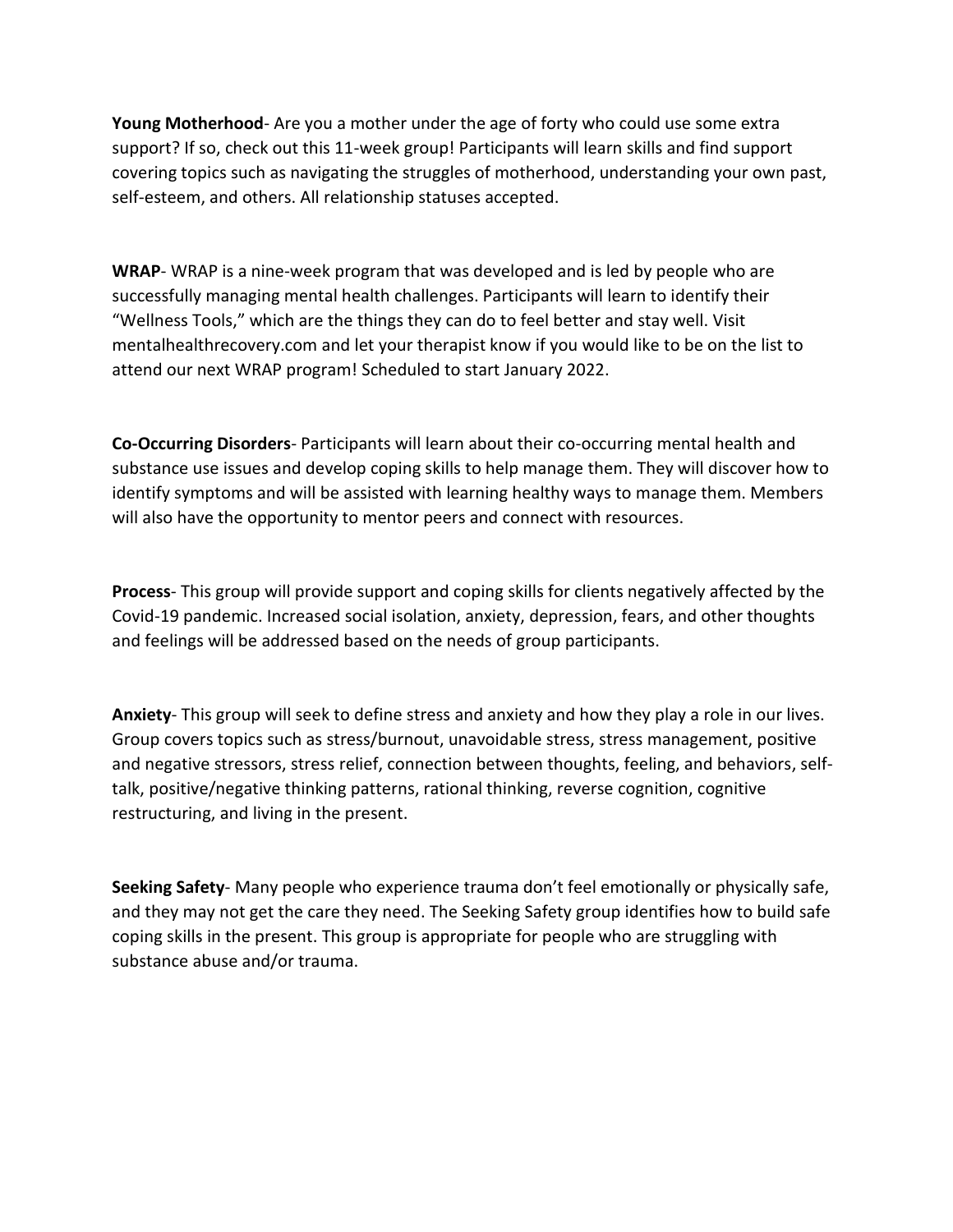**Young Motherhood**- Are you a mother under the age of forty who could use some extra support? If so, check out this 11-week group! Participants will learn skills and find support covering topics such as navigating the struggles of motherhood, understanding your own past, self-esteem, and others. All relationship statuses accepted.

**WRAP**- WRAP is a nine-week program that was developed and is led by people who are successfully managing mental health challenges. Participants will learn to identify their "Wellness Tools," which are the things they can do to feel better and stay well. Visit mentalhealthrecovery.com and let your therapist know if you would like to be on the list to attend our next WRAP program! Scheduled to start January 2022.

**Co-Occurring Disorders**- Participants will learn about their co-occurring mental health and substance use issues and develop coping skills to help manage them. They will discover how to identify symptoms and will be assisted with learning healthy ways to manage them. Members will also have the opportunity to mentor peers and connect with resources.

**Process**- This group will provide support and coping skills for clients negatively affected by the Covid-19 pandemic. Increased social isolation, anxiety, depression, fears, and other thoughts and feelings will be addressed based on the needs of group participants.

**Anxiety**- This group will seek to define stress and anxiety and how they play a role in our lives. Group covers topics such as stress/burnout, unavoidable stress, stress management, positive and negative stressors, stress relief, connection between thoughts, feeling, and behaviors, self-talk, positive/negative thinking patterns, rational thinking, reverse cognition, cognitive restructuring, and living in the present.

**Seeking Safety**- Many people who experience trauma don't feel emotionally or physically safe, and they may not get the care they need. The Seeking Safety group identifies how to build safe coping skills in the present. This group is appropriate for people who are struggling with substance abuse and/or trauma.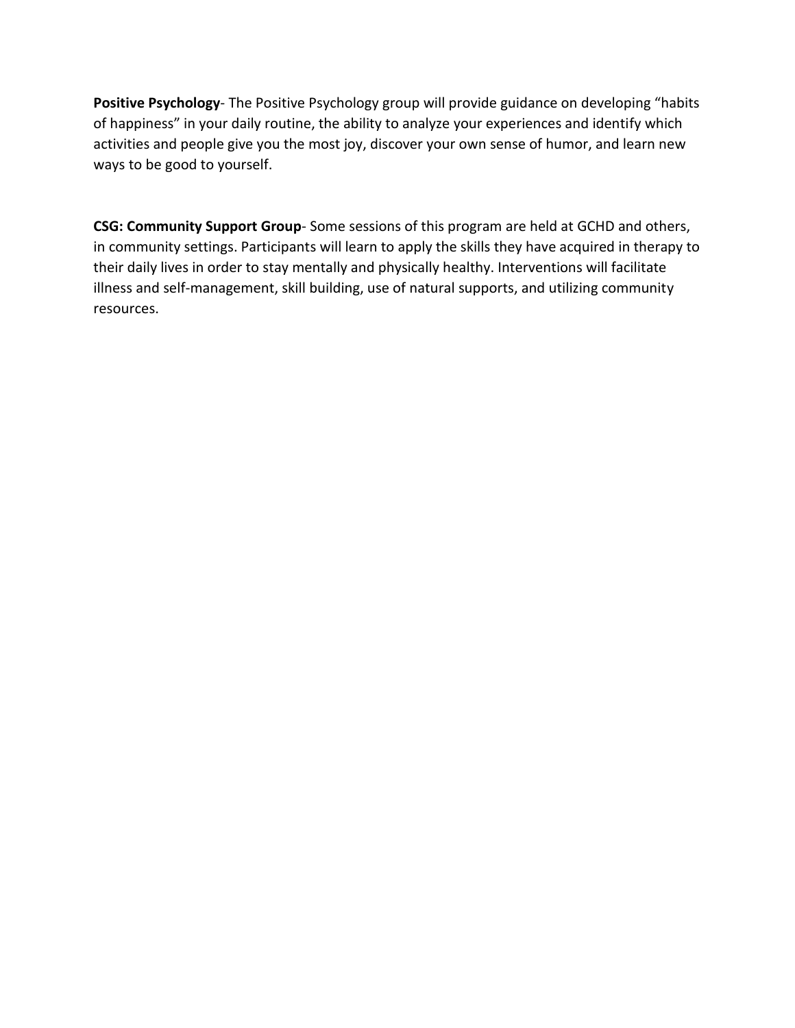**Positive Psychology**- The Positive Psychology group will provide guidance on developing "habits of happiness" in your daily routine, the ability to analyze your experiences and identify which activities and people give you the most joy, discover your own sense of humor, and learn new ways to be good to yourself.

**CSG: Community Support Group**- Some sessions of this program are held at GCHD and others, in community settings. Participants will learn to apply the skills they have acquired in therapy to their daily lives in order to stay mentally and physically healthy. Interventions will facilitate illness and self-management, skill building, use of natural supports, and utilizing community resources.